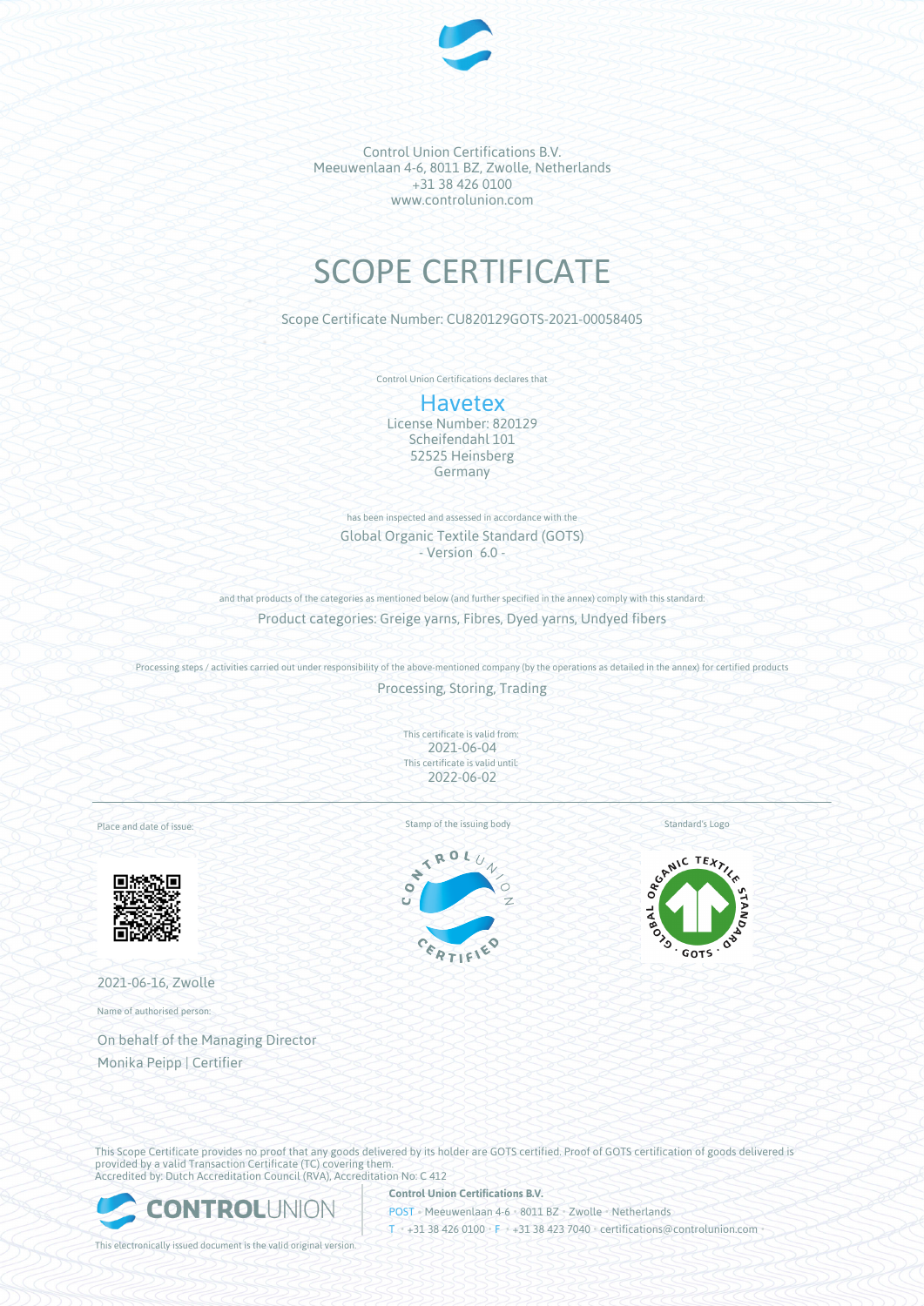Control Union Certifications B.V.
Meeuwenlaan 4-6, 8011 BZ, Zwolle, Netherlands
+31 38 426 0100
www.controlunion.com

# SCOPE CERTIFICATE

Scope Certificate Number: CU820129GOTS-2021-00058405

Control Union Certifications declares that

## Havetex

License Number: 820129
Scheifendahl 101
52525 Heinsberg
Germany

has been inspected and assessed in accordance with the

Global Organic Textile Standard (GOTS)
- Version 6.0 -

and that products of the categories as mentioned below (and further specified in the annex) comply with this standard:

Product categories: Greige yarns, Fibres, Dyed yarns, Undyed fibers

Processing steps / activities carried out under responsibility of the above-mentioned company (by the operations as detailed in the annex) for certified products

Processing, Storing, Trading

This certificate is valid from:
2021-06-04
This certificate is valid until:
2022-06-02

Place and date of issue:

Stamp of the issuing body

Standard's Logo

2021-06-16, Zwolle

Name of authorised person:

On behalf of the Managing Director
Monika Peipp | Certifier

This Scope Certificate provides no proof that any goods delivered by its holder are GOTS certified. Proof of GOTS certification of goods delivered is provided by a valid Transaction Certificate (TC) covering them.
Accredited by: Dutch Accreditation Council (RVA), Accreditation No: C 412

**Control Union Certifications B.V.**
POST • Meeuwenlaan 4-6 • 8011 BZ • Zwolle • Netherlands
T • +31 38 426 0100 • F • +31 38 423 7040 • certifications@controlunion.com

This electronically issued document is the valid original version.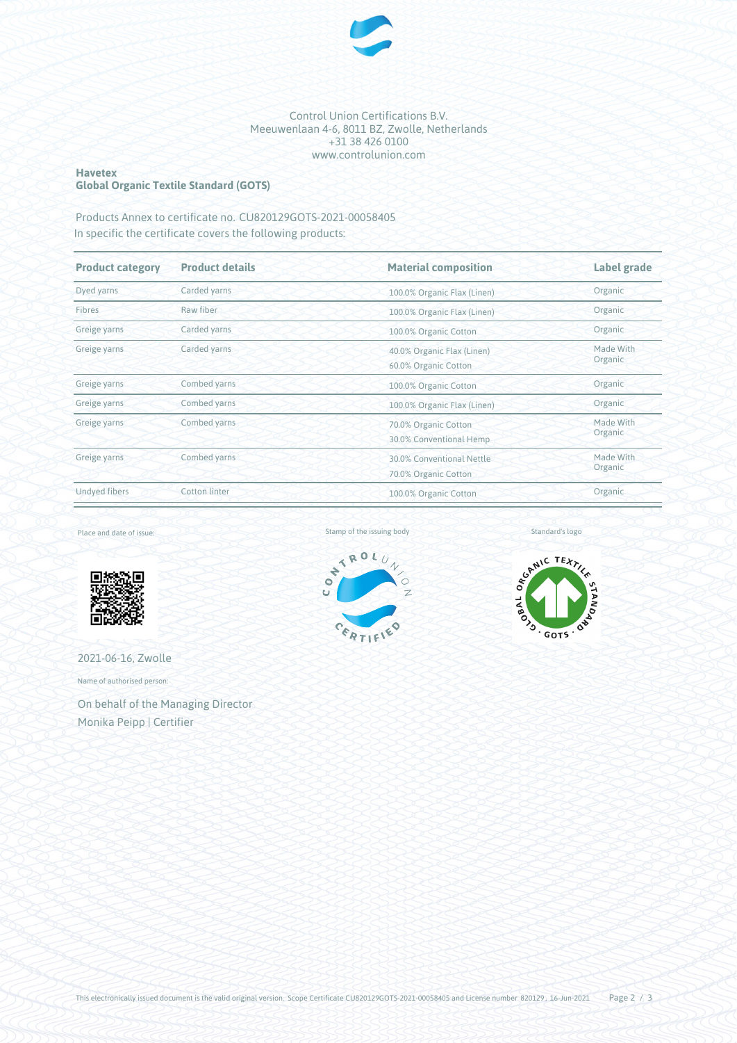Control Union Certifications B.V.
Meeuwenlaan 4-6, 8011 BZ, Zwolle, Netherlands
+31 38 426 0100
www.controlunion.com

**Havetex**
**Global Organic Textile Standard (GOTS)**

Products Annex to certificate no. CU820129GOTS-2021-00058405
In specific the certificate covers the following products:

| Product category | Product details | Material composition | Label grade |
|---|---|---|---|
| Dyed yarns | Carded yarns | 100.0% Organic Flax (Linen) | Organic |
| Fibres | Raw fiber | 100.0% Organic Flax (Linen) | Organic |
| Greige yarns | Carded yarns | 100.0% Organic Cotton | Organic |
| Greige yarns | Carded yarns | 40.0% Organic Flax (Linen)<br>60.0% Organic Cotton | Made With Organic |
| Greige yarns | Combed yarns | 100.0% Organic Cotton | Organic |
| Greige yarns | Combed yarns | 100.0% Organic Flax (Linen) | Organic |
| Greige yarns | Combed yarns | 70.0% Organic Cotton<br>30.0% Conventional Hemp | Made With Organic |
| Greige yarns | Combed yarns | 30.0% Conventional Nettle<br>70.0% Organic Cotton | Made With Organic |
| Undyed fibers | Cotton linter | 100.0% Organic Cotton | Organic |

Place and date of issue:

2021-06-16, Zwolle

Name of authorised person:

On behalf of the Managing Director
Monika Peipp | Certifier

Stamp of the issuing body

Standard's logo

This electronically issued document is the valid original version. Scope Certificate CU820129GOTS-2021-00058405 and License number 820129, 16-Jun-2021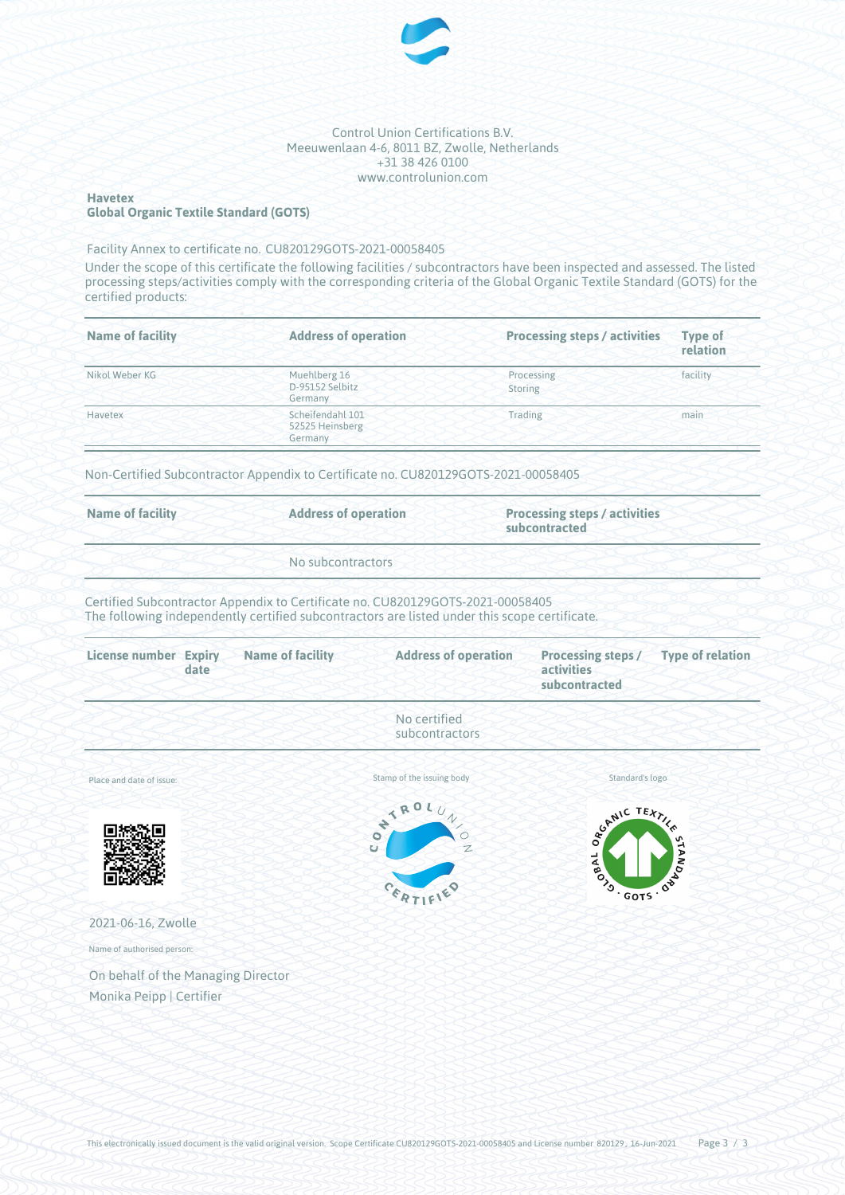Control Union Certifications B.V.
Meeuwenlaan 4-6, 8011 BZ, Zwolle, Netherlands
+31 38 426 0100
www.controlunion.com

**Havetex**
**Global Organic Textile Standard (GOTS)**

Facility Annex to certificate no. CU820129GOTS-2021-00058405

Under the scope of this certificate the following facilities / subcontractors have been inspected and assessed. The listed processing steps/activities comply with the corresponding criteria of the Global Organic Textile Standard (GOTS) for the certified products:

| Name of facility | Address of operation | Processing steps / activities | Type of relation |
|---|---|---|---|
| Nikol Weber KG | Muehlberg 16<br>D-95152 Selbitz<br>Germany | Processing<br>Storing | facility |
| Havetex | Scheifendahl 101<br>52525 Heinsberg<br>Germany | Trading | main |

Non-Certified Subcontractor Appendix to Certificate no. CU820129GOTS-2021-00058405

| Name of facility | Address of operation | Processing steps / activities subcontracted |
|---|---|---|
| | No subcontractors | |

Certified Subcontractor Appendix to Certificate no. CU820129GOTS-2021-00058405
The following independently certified subcontractors are listed under this scope certificate.

| License number | Expiry date | Name of facility | Address of operation | Processing steps / activities subcontracted | Type of relation |
|---|---|---|---|---|---|
| | | | No certified subcontractors | | |

Place and date of issue:

2021-06-16, Zwolle

Stamp of the issuing body

Standard's logo

Name of authorised person:

On behalf of the Managing Director
Monika Peipp | Certifier

This electronically issued document is the valid original version. Scope Certificate CU820129GOTS-2021-00058405 and License number 820129, 16-Jun-2021